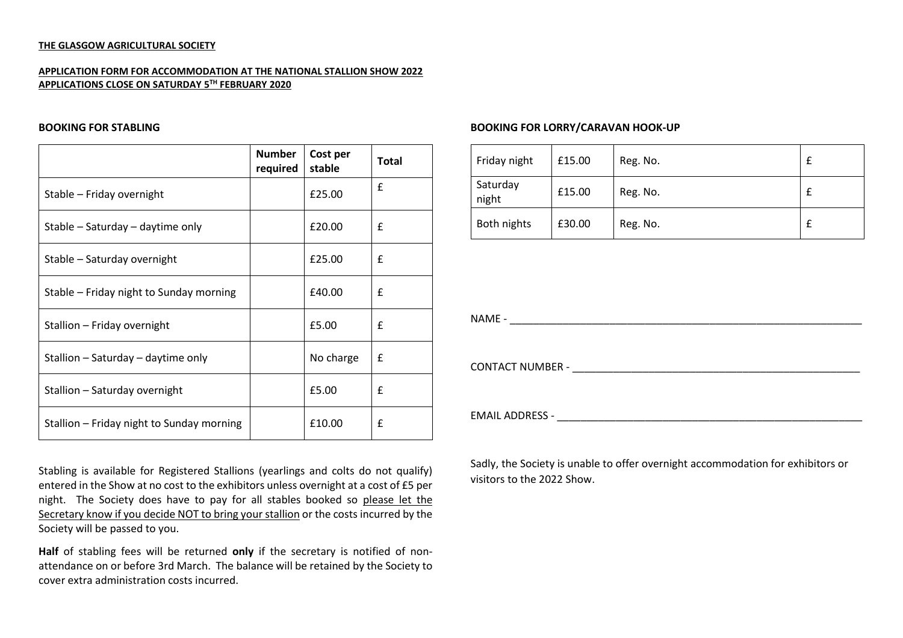**THE GLASGOW AGRICULTURAL SOCIETY**

**APPLICATION FORM FOR ACCOMMODATION AT THE NATIONAL STALLION SHOW 2022**
**APPLICATIONS CLOSE ON SATURDAY 5TH FEBRUARY 2020**

**BOOKING FOR STABLING**

| | Number required | Cost per stable | Total |
|---|---|---|---|
| Stable – Friday overnight | | £25.00 | £ |
| Stable – Saturday – daytime only | | £20.00 | £ |
| Stable – Saturday overnight | | £25.00 | £ |
| Stable – Friday night to Sunday morning | | £40.00 | £ |
| Stallion – Friday overnight | | £5.00 | £ |
| Stallion – Saturday – daytime only | | No charge | £ |
| Stallion – Saturday overnight | | £5.00 | £ |
| Stallion – Friday night to Sunday morning | | £10.00 | £ |

Stabling is available for Registered Stallions (yearlings and colts do not qualify) entered in the Show at no cost to the exhibitors unless overnight at a cost of £5 per night. The Society does have to pay for all stables booked so please let the Secretary know if you decide NOT to bring your stallion or the costs incurred by the Society will be passed to you.

**Half** of stabling fees will be returned **only** if the secretary is notified of non-attendance on or before 3rd March. The balance will be retained by the Society to cover extra administration costs incurred.

**BOOKING FOR LORRY/CARAVAN HOOK-UP**

| | | | |
|---|---|---|---|
| Friday night | £15.00 | Reg. No. | £ |
| Saturday night | £15.00 | Reg. No. | £ |
| Both nights | £30.00 | Reg. No. | £ |

NAME - ______________________________________________

CONTACT NUMBER - ______________________________________

EMAIL ADDRESS - ________________________________________

Sadly, the Society is unable to offer overnight accommodation for exhibitors or visitors to the 2022 Show.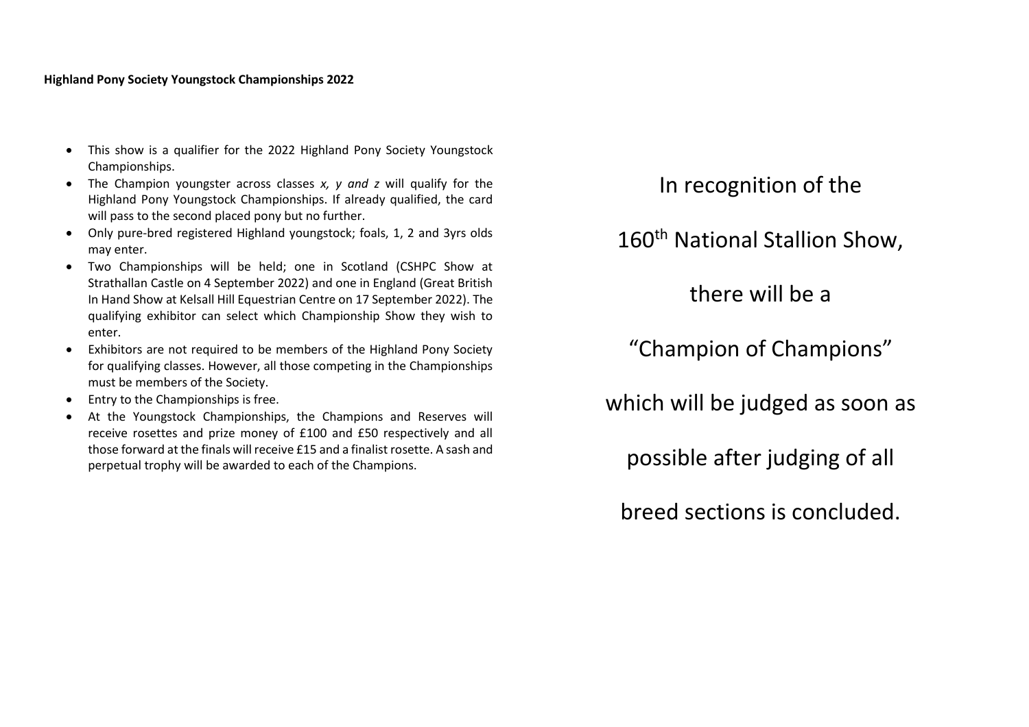**Highland Pony Society Youngstock Championships 2022**

- This show is a qualifier for the 2022 Highland Pony Society Youngstock Championships.
- The Champion youngster across classes *x, y and z* will qualify for the Highland Pony Youngstock Championships. If already qualified, the card will pass to the second placed pony but no further.
- Only pure-bred registered Highland youngstock; foals, 1, 2 and 3yrs olds may enter.
- Two Championships will be held; one in Scotland (CSHPC Show at Strathallan Castle on 4 September 2022) and one in England (Great British In Hand Show at Kelsall Hill Equestrian Centre on 17 September 2022). The qualifying exhibitor can select which Championship Show they wish to enter.
- Exhibitors are not required to be members of the Highland Pony Society for qualifying classes. However, all those competing in the Championships must be members of the Society.
- Entry to the Championships is free.
- At the Youngstock Championships, the Champions and Reserves will receive rosettes and prize money of £100 and £50 respectively and all those forward at the finals will receive £15 and a finalist rosette. A sash and perpetual trophy will be awarded to each of the Champions.

In recognition of the

160th National Stallion Show,

there will be a

"Champion of Champions"

which will be judged as soon as

possible after judging of all

breed sections is concluded.